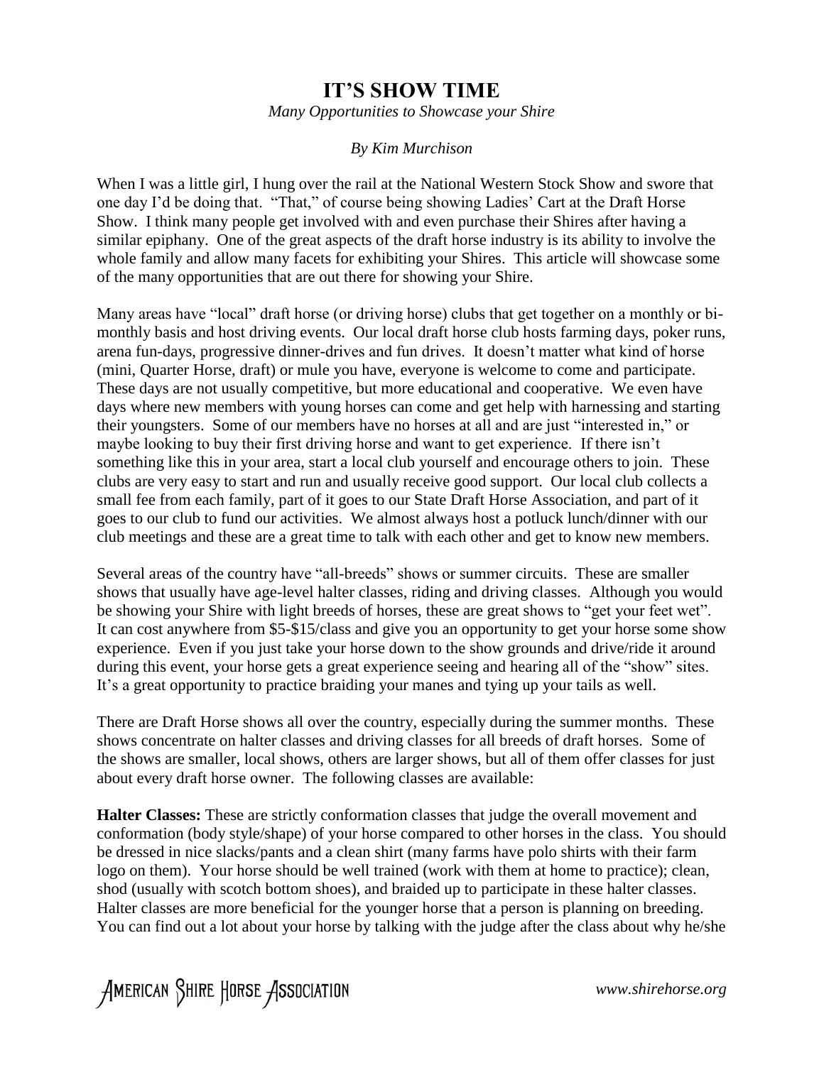# IT'S SHOW TIME

*Many Opportunities to Showcase your Shire*

*By Kim Murchison*

When I was a little girl, I hung over the rail at the National Western Stock Show and swore that one day I'd be doing that. "That," of course being showing Ladies' Cart at the Draft Horse Show. I think many people get involved with and even purchase their Shires after having a similar epiphany. One of the great aspects of the draft horse industry is its ability to involve the whole family and allow many facets for exhibiting your Shires. This article will showcase some of the many opportunities that are out there for showing your Shire.

Many areas have "local" draft horse (or driving horse) clubs that get together on a monthly or bi-monthly basis and host driving events. Our local draft horse club hosts farming days, poker runs, arena fun-days, progressive dinner-drives and fun drives. It doesn't matter what kind of horse (mini, Quarter Horse, draft) or mule you have, everyone is welcome to come and participate. These days are not usually competitive, but more educational and cooperative. We even have days where new members with young horses can come and get help with harnessing and starting their youngsters. Some of our members have no horses at all and are just "interested in," or maybe looking to buy their first driving horse and want to get experience. If there isn't something like this in your area, start a local club yourself and encourage others to join. These clubs are very easy to start and run and usually receive good support. Our local club collects a small fee from each family, part of it goes to our State Draft Horse Association, and part of it goes to our club to fund our activities. We almost always host a potluck lunch/dinner with our club meetings and these are a great time to talk with each other and get to know new members.

Several areas of the country have "all-breeds" shows or summer circuits. These are smaller shows that usually have age-level halter classes, riding and driving classes. Although you would be showing your Shire with light breeds of horses, these are great shows to "get your feet wet". It can cost anywhere from $5-$15/class and give you an opportunity to get your horse some show experience. Even if you just take your horse down to the show grounds and drive/ride it around during this event, your horse gets a great experience seeing and hearing all of the "show" sites. It's a great opportunity to practice braiding your manes and tying up your tails as well.

There are Draft Horse shows all over the country, especially during the summer months. These shows concentrate on halter classes and driving classes for all breeds of draft horses. Some of the shows are smaller, local shows, others are larger shows, but all of them offer classes for just about every draft horse owner. The following classes are available:

**Halter Classes:** These are strictly conformation classes that judge the overall movement and conformation (body style/shape) of your horse compared to other horses in the class. You should be dressed in nice slacks/pants and a clean shirt (many farms have polo shirts with their farm logo on them). Your horse should be well trained (work with them at home to practice); clean, shod (usually with scotch bottom shoes), and braided up to participate in these halter classes. Halter classes are more beneficial for the younger horse that a person is planning on breeding. You can find out a lot about your horse by talking with the judge after the class about why he/she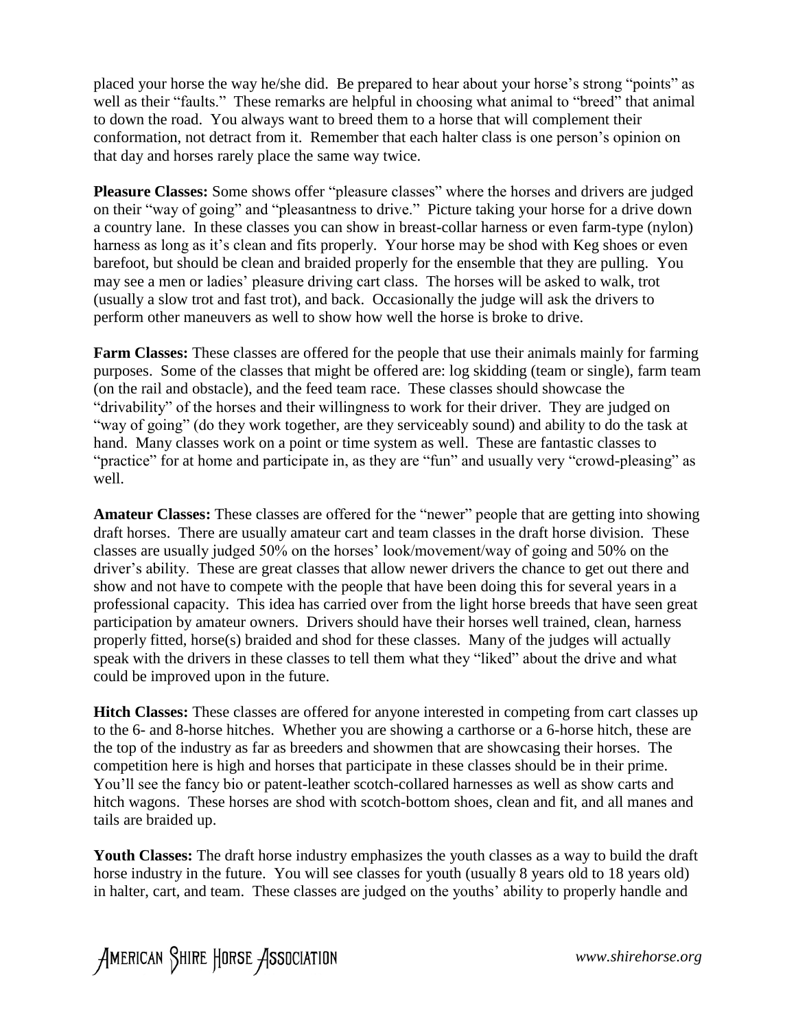placed your horse the way he/she did. Be prepared to hear about your horse's strong "points" as well as their "faults." These remarks are helpful in choosing what animal to "breed" that animal to down the road. You always want to breed them to a horse that will complement their conformation, not detract from it. Remember that each halter class is one person's opinion on that day and horses rarely place the same way twice.

**Pleasure Classes:** Some shows offer "pleasure classes" where the horses and drivers are judged on their "way of going" and "pleasantness to drive." Picture taking your horse for a drive down a country lane. In these classes you can show in breast-collar harness or even farm-type (nylon) harness as long as it's clean and fits properly. Your horse may be shod with Keg shoes or even barefoot, but should be clean and braided properly for the ensemble that they are pulling. You may see a men or ladies' pleasure driving cart class. The horses will be asked to walk, trot (usually a slow trot and fast trot), and back. Occasionally the judge will ask the drivers to perform other maneuvers as well to show how well the horse is broke to drive.

**Farm Classes:** These classes are offered for the people that use their animals mainly for farming purposes. Some of the classes that might be offered are: log skidding (team or single), farm team (on the rail and obstacle), and the feed team race. These classes should showcase the "drivability" of the horses and their willingness to work for their driver. They are judged on "way of going" (do they work together, are they serviceably sound) and ability to do the task at hand. Many classes work on a point or time system as well. These are fantastic classes to "practice" for at home and participate in, as they are "fun" and usually very "crowd-pleasing" as well.

**Amateur Classes:** These classes are offered for the "newer" people that are getting into showing draft horses. There are usually amateur cart and team classes in the draft horse division. These classes are usually judged 50% on the horses' look/movement/way of going and 50% on the driver's ability. These are great classes that allow newer drivers the chance to get out there and show and not have to compete with the people that have been doing this for several years in a professional capacity. This idea has carried over from the light horse breeds that have seen great participation by amateur owners. Drivers should have their horses well trained, clean, harness properly fitted, horse(s) braided and shod for these classes. Many of the judges will actually speak with the drivers in these classes to tell them what they "liked" about the drive and what could be improved upon in the future.

**Hitch Classes:** These classes are offered for anyone interested in competing from cart classes up to the 6- and 8-horse hitches. Whether you are showing a carthorse or a 6-horse hitch, these are the top of the industry as far as breeders and showmen that are showcasing their horses. The competition here is high and horses that participate in these classes should be in their prime. You'll see the fancy bio or patent-leather scotch-collared harnesses as well as show carts and hitch wagons. These horses are shod with scotch-bottom shoes, clean and fit, and all manes and tails are braided up.

**Youth Classes:** The draft horse industry emphasizes the youth classes as a way to build the draft horse industry in the future. You will see classes for youth (usually 8 years old to 18 years old) in halter, cart, and team. These classes are judged on the youths' ability to properly handle and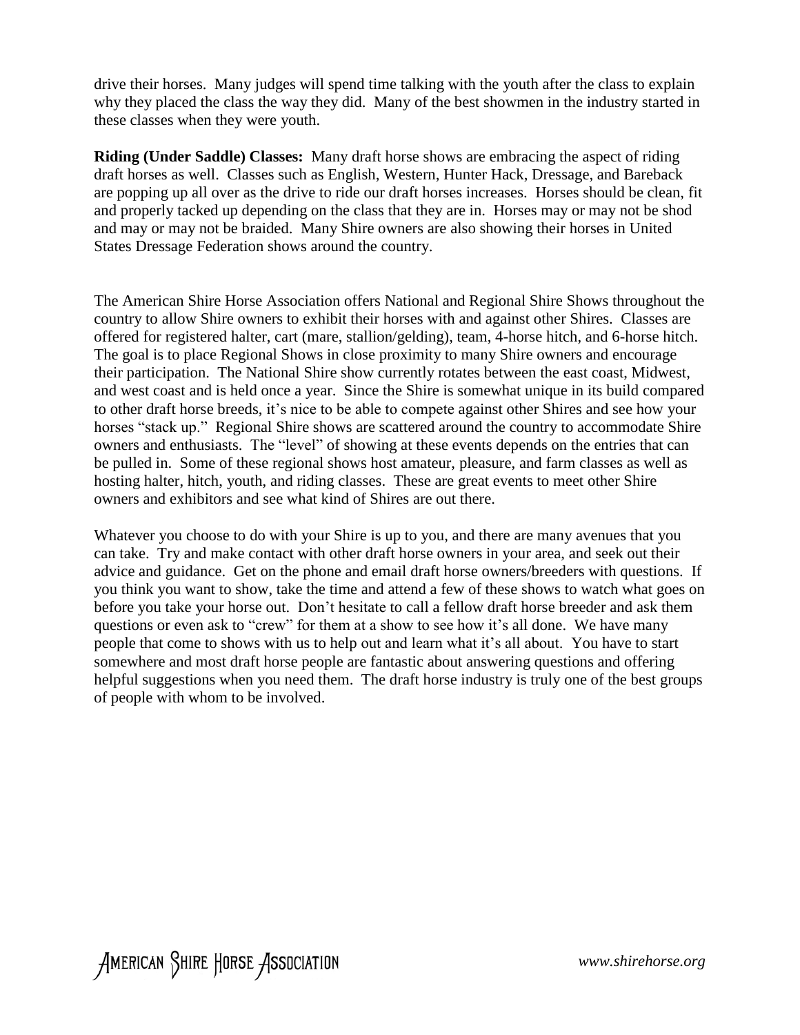drive their horses. Many judges will spend time talking with the youth after the class to explain why they placed the class the way they did. Many of the best showmen in the industry started in these classes when they were youth.

**Riding (Under Saddle) Classes:** Many draft horse shows are embracing the aspect of riding draft horses as well. Classes such as English, Western, Hunter Hack, Dressage, and Bareback are popping up all over as the drive to ride our draft horses increases. Horses should be clean, fit and properly tacked up depending on the class that they are in. Horses may or may not be shod and may or may not be braided. Many Shire owners are also showing their horses in United States Dressage Federation shows around the country.

The American Shire Horse Association offers National and Regional Shire Shows throughout the country to allow Shire owners to exhibit their horses with and against other Shires. Classes are offered for registered halter, cart (mare, stallion/gelding), team, 4-horse hitch, and 6-horse hitch. The goal is to place Regional Shows in close proximity to many Shire owners and encourage their participation. The National Shire show currently rotates between the east coast, Midwest, and west coast and is held once a year. Since the Shire is somewhat unique in its build compared to other draft horse breeds, it's nice to be able to compete against other Shires and see how your horses "stack up." Regional Shire shows are scattered around the country to accommodate Shire owners and enthusiasts. The "level" of showing at these events depends on the entries that can be pulled in. Some of these regional shows host amateur, pleasure, and farm classes as well as hosting halter, hitch, youth, and riding classes. These are great events to meet other Shire owners and exhibitors and see what kind of Shires are out there.

Whatever you choose to do with your Shire is up to you, and there are many avenues that you can take. Try and make contact with other draft horse owners in your area, and seek out their advice and guidance. Get on the phone and email draft horse owners/breeders with questions. If you think you want to show, take the time and attend a few of these shows to watch what goes on before you take your horse out. Don't hesitate to call a fellow draft horse breeder and ask them questions or even ask to "crew" for them at a show to see how it's all done. We have many people that come to shows with us to help out and learn what it's all about. You have to start somewhere and most draft horse people are fantastic about answering questions and offering helpful suggestions when you need them. The draft horse industry is truly one of the best groups of people with whom to be involved.